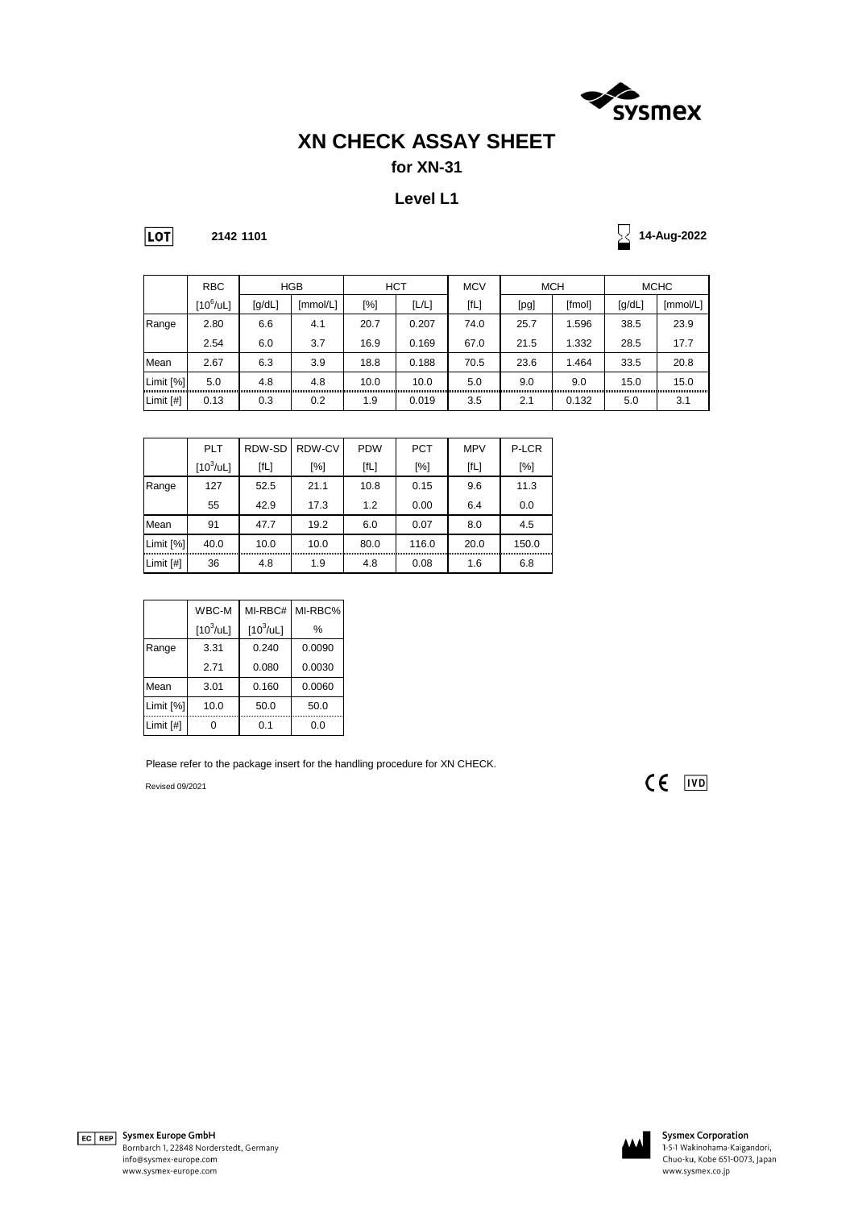# XN CHECK ASSAY SHEET

## for XN-31

## Level L1

LOT **2142 1101**

**14-Aug-2022**

| | RBC | HGB | | HCT | | MCV | MCH | | MCHC | |
|---|---|---|---|---|---|---|---|---|---|---|
| | [$10^6$/uL] | [g/dL] | [mmol/L] | [%] | [L/L] | [fL] | [pg] | [fmol] | [g/dL] | [mmol/L] |
| Range | 2.80 | 6.6 | 4.1 | 20.7 | 0.207 | 74.0 | 25.7 | 1.596 | 38.5 | 23.9 |
| | 2.54 | 6.0 | 3.7 | 16.9 | 0.169 | 67.0 | 21.5 | 1.332 | 28.5 | 17.7 |
| Mean | 2.67 | 6.3 | 3.9 | 18.8 | 0.188 | 70.5 | 23.6 | 1.464 | 33.5 | 20.8 |
| Limit [%] | 5.0 | 4.8 | 4.8 | 10.0 | 10.0 | 5.0 | 9.0 | 9.0 | 15.0 | 15.0 |
| Limit [#] | 0.13 | 0.3 | 0.2 | 1.9 | 0.019 | 3.5 | 2.1 | 0.132 | 5.0 | 3.1 |

| | PLT | RDW-SD | RDW-CV | PDW | PCT | MPV | P-LCR |
|---|---|---|---|---|---|---|---|
| | [$10^3$/uL] | [fL] | [%] | [fL] | [%] | [fL] | [%] |
| Range | 127 | 52.5 | 21.1 | 10.8 | 0.15 | 9.6 | 11.3 |
| | 55 | 42.9 | 17.3 | 1.2 | 0.00 | 6.4 | 0.0 |
| Mean | 91 | 47.7 | 19.2 | 6.0 | 0.07 | 8.0 | 4.5 |
| Limit [%] | 40.0 | 10.0 | 10.0 | 80.0 | 116.0 | 20.0 | 150.0 |
| Limit [#] | 36 | 4.8 | 1.9 | 4.8 | 0.08 | 1.6 | 6.8 |

| | WBC-M | MI-RBC# | MI-RBC% |
|---|---|---|---|
| | [$10^3$/uL] | [$10^3$/uL] | % |
| Range | 3.31 | 0.240 | 0.0090 |
| | 2.71 | 0.080 | 0.0030 |
| Mean | 3.01 | 0.160 | 0.0060 |
| Limit [%] | 10.0 | 50.0 | 50.0 |
| Limit [#] | 0 | 0.1 | 0.0 |

Please refer to the package insert for the handling procedure for XN CHECK.

Revised 09/2021

CE IVD

EC REP **Sysmex Europe GmbH**
Bornbarch 1, 22848 Norderstedt, Germany
info@sysmex-europe.com
www.sysmex-europe.com

**Sysmex Corporation**
1-5-1 Wakinohama-Kaigandori,
Chuo-ku, Kobe 651-0073, Japan
www.sysmex.co.jp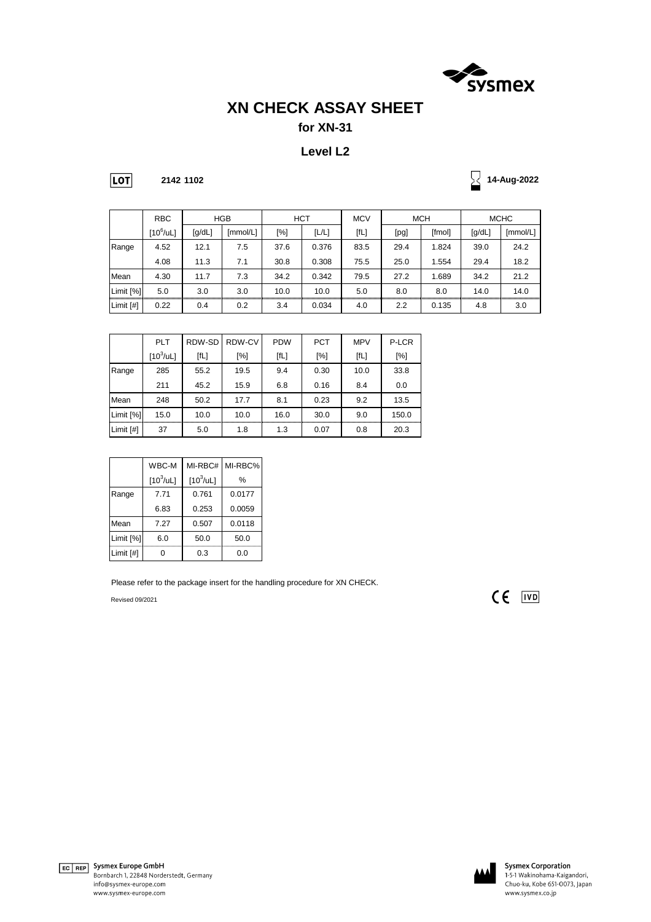# XN CHECK ASSAY SHEET

## for XN-31

## Level L2

LOT **2142 1102**

**14-Aug-2022**

| | RBC | HGB | | HCT | | MCV | MCH | | MCHC | |
|---|---|---|---|---|---|---|---|---|---|---|
| | [$10^6$/uL] | [g/dL] | [mmol/L] | [%] | [L/L] | [fL] | [pg] | [fmol] | [g/dL] | [mmol/L] |
| Range | 4.52 | 12.1 | 7.5 | 37.6 | 0.376 | 83.5 | 29.4 | 1.824 | 39.0 | 24.2 |
| | 4.08 | 11.3 | 7.1 | 30.8 | 0.308 | 75.5 | 25.0 | 1.554 | 29.4 | 18.2 |
| Mean | 4.30 | 11.7 | 7.3 | 34.2 | 0.342 | 79.5 | 27.2 | 1.689 | 34.2 | 21.2 |
| Limit [%] | 5.0 | 3.0 | 3.0 | 10.0 | 10.0 | 5.0 | 8.0 | 8.0 | 14.0 | 14.0 |
| Limit [#] | 0.22 | 0.4 | 0.2 | 3.4 | 0.034 | 4.0 | 2.2 | 0.135 | 4.8 | 3.0 |

| | PLT | RDW-SD | RDW-CV | PDW | PCT | MPV | P-LCR |
|---|---|---|---|---|---|---|---|
| | [$10^3$/uL] | [fL] | [%] | [fL] | [%] | [fL] | [%] |
| Range | 285 | 55.2 | 19.5 | 9.4 | 0.30 | 10.0 | 33.8 |
| | 211 | 45.2 | 15.9 | 6.8 | 0.16 | 8.4 | 0.0 |
| Mean | 248 | 50.2 | 17.7 | 8.1 | 0.23 | 9.2 | 13.5 |
| Limit [%] | 15.0 | 10.0 | 10.0 | 16.0 | 30.0 | 9.0 | 150.0 |
| Limit [#] | 37 | 5.0 | 1.8 | 1.3 | 0.07 | 0.8 | 20.3 |

| | WBC-M | MI-RBC# | MI-RBC% |
|---|---|---|---|
| | [$10^3$/uL] | [$10^3$/uL] | % |
| Range | 7.71 | 0.761 | 0.0177 |
| | 6.83 | 0.253 | 0.0059 |
| Mean | 7.27 | 0.507 | 0.0118 |
| Limit [%] | 6.0 | 50.0 | 50.0 |
| Limit [#] | 0 | 0.3 | 0.0 |

Please refer to the package insert for the handling procedure for XN CHECK.

Revised 09/2021

CE IVD

EC REP Sysmex Europe GmbH
Bornbarch 1, 22848 Norderstedt, Germany
info@sysmex-europe.com
www.sysmex-europe.com

Sysmex Corporation
1-5-1 Wakinohama-Kaigandori,
Chuo-ku, Kobe 651-0073, Japan
www.sysmex.co.jp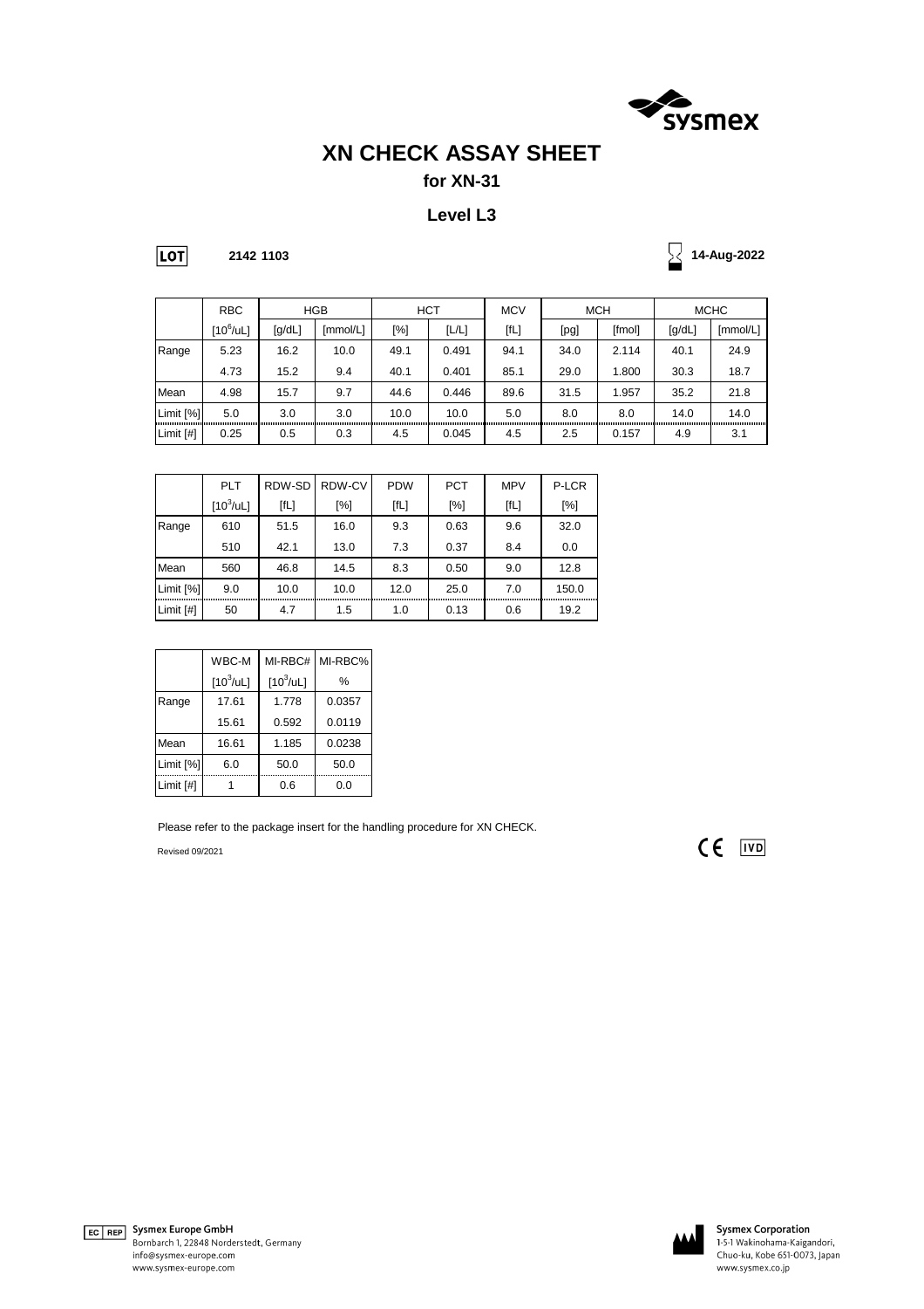# XN CHECK ASSAY SHEET

## for XN-31

## Level L3

LOT **2142 1103**

**14-Aug-2022**

| | RBC | HGB | | HCT | | MCV | MCH | | MCHC | |
|---|---|---|---|---|---|---|---|---|---|---|
| | [$10^6$/uL] | [g/dL] | [mmol/L] | [%] | [L/L] | [fL] | [pg] | [fmol] | [g/dL] | [mmol/L] |
| Range | 5.23 | 16.2 | 10.0 | 49.1 | 0.491 | 94.1 | 34.0 | 2.114 | 40.1 | 24.9 |
| | 4.73 | 15.2 | 9.4 | 40.1 | 0.401 | 85.1 | 29.0 | 1.800 | 30.3 | 18.7 |
| Mean | 4.98 | 15.7 | 9.7 | 44.6 | 0.446 | 89.6 | 31.5 | 1.957 | 35.2 | 21.8 |
| Limit [%] | 5.0 | 3.0 | 3.0 | 10.0 | 10.0 | 5.0 | 8.0 | 8.0 | 14.0 | 14.0 |
| Limit [#] | 0.25 | 0.5 | 0.3 | 4.5 | 0.045 | 4.5 | 2.5 | 0.157 | 4.9 | 3.1 |

| | PLT | RDW-SD | RDW-CV | PDW | PCT | MPV | P-LCR |
|---|---|---|---|---|---|---|---|
| | [$10^3$/uL] | [fL] | [%] | [fL] | [%] | [fL] | [%] |
| Range | 610 | 51.5 | 16.0 | 9.3 | 0.63 | 9.6 | 32.0 |
| | 510 | 42.1 | 13.0 | 7.3 | 0.37 | 8.4 | 0.0 |
| Mean | 560 | 46.8 | 14.5 | 8.3 | 0.50 | 9.0 | 12.8 |
| Limit [%] | 9.0 | 10.0 | 10.0 | 12.0 | 25.0 | 7.0 | 150.0 |
| Limit [#] | 50 | 4.7 | 1.5 | 1.0 | 0.13 | 0.6 | 19.2 |

| | WBC-M | MI-RBC# | MI-RBC% |
|---|---|---|---|
| | [$10^3$/uL] | [$10^3$/uL] | % |
| Range | 17.61 | 1.778 | 0.0357 |
| | 15.61 | 0.592 | 0.0119 |
| Mean | 16.61 | 1.185 | 0.0238 |
| Limit [%] | 6.0 | 50.0 | 50.0 |
| Limit [#] | 1 | 0.6 | 0.0 |

Please refer to the package insert for the handling procedure for XN CHECK.

Revised 09/2021

CE IVD

EC REP **Sysmex Europe GmbH**
Bornbarch 1, 22848 Norderstedt, Germany
info@sysmex-europe.com
www.sysmex-europe.com

**Sysmex Corporation**
1-5-1 Wakinohama-Kaigandori,
Chuo-ku, Kobe 651-0073, Japan
www.sysmex.co.jp